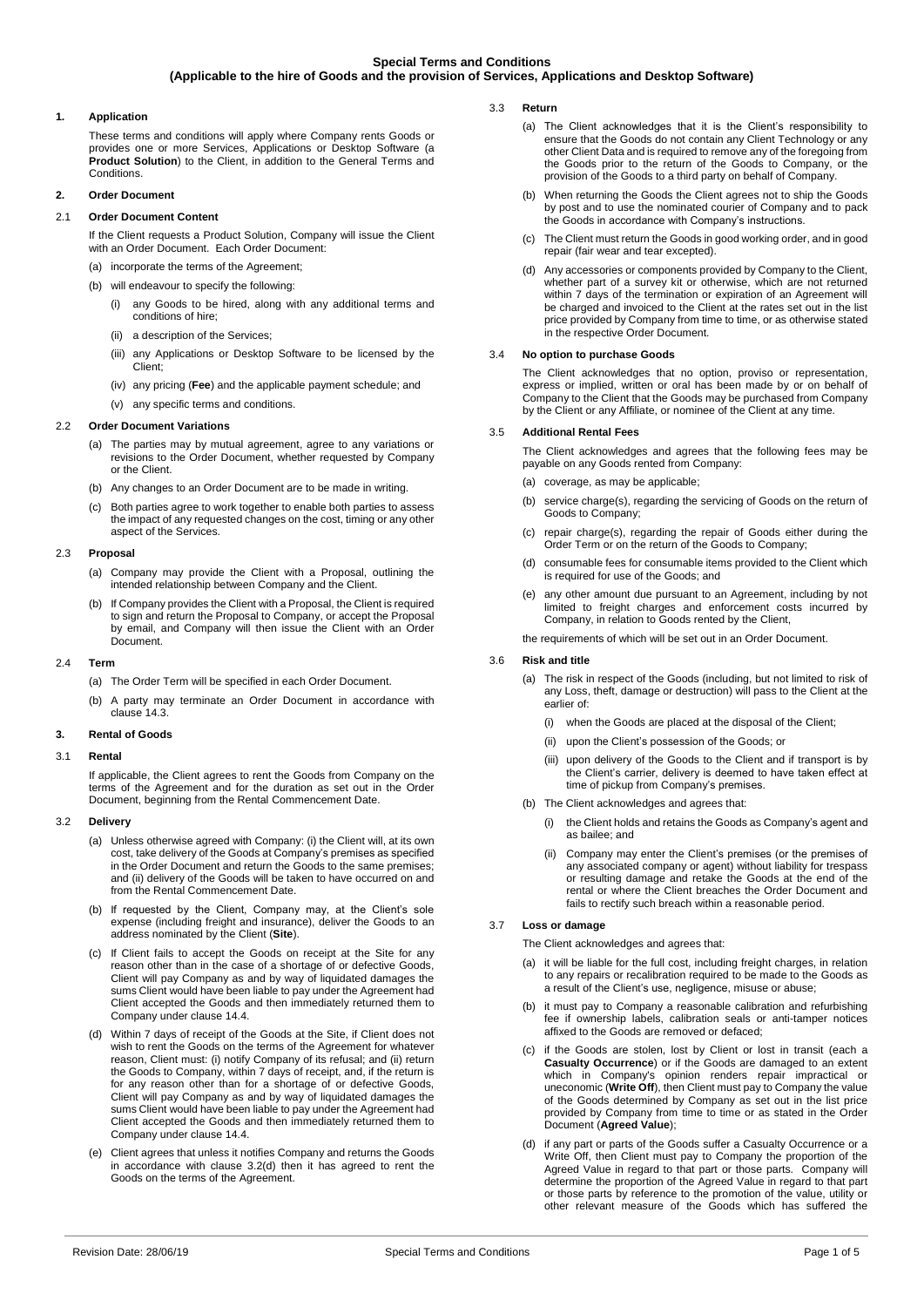# Special Terms and Conditions
## (Applicable to the hire of Goods and the provision of Services, Applications and Desktop Software)

### 1. Application

These terms and conditions will apply where Company rents Goods or provides one or more Services, Applications or Desktop Software (a **Product Solution**) to the Client, in addition to the General Terms and Conditions.

### 2. Order Document

#### 2.1 Order Document Content

If the Client requests a Product Solution, Company will issue the Client with an Order Document. Each Order Document:

(a) incorporate the terms of the Agreement;

(b) will endeavour to specify the following:

(i) any Goods to be hired, along with any additional terms and conditions of hire;

(ii) a description of the Services;

(iii) any Applications or Desktop Software to be licensed by the Client;

(iv) any pricing (**Fee**) and the applicable payment schedule; and

(v) any specific terms and conditions.

#### 2.2 Order Document Variations

(a) The parties may by mutual agreement, agree to any variations or revisions to the Order Document, whether requested by Company or the Client.

(b) Any changes to an Order Document are to be made in writing.

(c) Both parties agree to work together to enable both parties to assess the impact of any requested changes on the cost, timing or any other aspect of the Services.

#### 2.3 Proposal

(a) Company may provide the Client with a Proposal, outlining the intended relationship between Company and the Client.

(b) If Company provides the Client with a Proposal, the Client is required to sign and return the Proposal to Company, or accept the Proposal by email, and Company will then issue the Client with an Order Document.

#### 2.4 Term

(a) The Order Term will be specified in each Order Document.

(b) A party may terminate an Order Document in accordance with clause 14.3.

### 3. Rental of Goods

#### 3.1 Rental

If applicable, the Client agrees to rent the Goods from Company on the terms of the Agreement and for the duration as set out in the Order Document, beginning from the Rental Commencement Date.

#### 3.2 Delivery

(a) Unless otherwise agreed with Company: (i) the Client will, at its own cost, take delivery of the Goods at Company's premises as specified in the Order Document and return the Goods to the same premises; and (ii) delivery of the Goods will be taken to have occurred on and from the Rental Commencement Date.

(b) If requested by the Client, Company may, at the Client's sole expense (including freight and insurance), deliver the Goods to an address nominated by the Client (**Site**).

(c) If Client fails to accept the Goods on receipt at the Site for any reason other than in the case of a shortage of or defective Goods, Client will pay Company as and by way of liquidated damages the sums Client would have been liable to pay under the Agreement had Client accepted the Goods and then immediately returned them to Company under clause 14.4.

(d) Within 7 days of receipt of the Goods at the Site, if Client does not wish to rent the Goods on the terms of the Agreement for whatever reason, Client must: (i) notify Company of its refusal; and (ii) return the Goods to Company, within 7 days of receipt, and, if the return is for any reason other than for a shortage of or defective Goods, Client will pay Company as and by way of liquidated damages the sums Client would have been liable to pay under the Agreement had Client accepted the Goods and then immediately returned them to Company under clause 14.4.

(e) Client agrees that unless it notifies Company and returns the Goods in accordance with clause 3.2(d) then it has agreed to rent the Goods on the terms of the Agreement.

#### 3.3 Return

(a) The Client acknowledges that it is the Client's responsibility to ensure that the Goods do not contain any Client Technology or any other Client Data and is required to remove any of the foregoing from the Goods prior to the return of the Goods to Company, or the provision of the Goods to a third party on behalf of Company.

(b) When returning the Goods the Client agrees not to ship the Goods by post and to use the nominated courier of Company and to pack the Goods in accordance with Company's instructions.

(c) The Client must return the Goods in good working order, and in good repair (fair wear and tear excepted).

(d) Any accessories or components provided by Company to the Client, whether part of a survey kit or otherwise, which are not returned within 7 days of the termination or expiration of an Agreement will be charged and invoiced to the Client at the rates set out in the list price provided by Company from time to time, or as otherwise stated in the respective Order Document.

#### 3.4 No option to purchase Goods

The Client acknowledges that no option, proviso or representation, express or implied, written or oral has been made by or on behalf of Company to the Client that the Goods may be purchased from Company by the Client or any Affiliate, or nominee of the Client at any time.

#### 3.5 Additional Rental Fees

The Client acknowledges and agrees that the following fees may be payable on any Goods rented from Company:

(a) coverage, as may be applicable;

(b) service charge(s), regarding the servicing of Goods on the return of Goods to Company;

(c) repair charge(s), regarding the repair of Goods either during the Order Term or on the return of the Goods to Company;

(d) consumable fees for consumable items provided to the Client which is required for use of the Goods; and

(e) any other amount due pursuant to an Agreement, including by not limited to freight charges and enforcement costs incurred by Company, in relation to Goods rented by the Client,

the requirements of which will be set out in an Order Document.

#### 3.6 Risk and title

(a) The risk in respect of the Goods (including, but not limited to risk of any Loss, theft, damage or destruction) will pass to the Client at the earlier of:

(i) when the Goods are placed at the disposal of the Client;

(ii) upon the Client's possession of the Goods; or

(iii) upon delivery of the Goods to the Client and if transport is by the Client's carrier, delivery is deemed to have taken effect at time of pickup from Company's premises.

(b) The Client acknowledges and agrees that:

(i) the Client holds and retains the Goods as Company's agent and as bailee; and

(ii) Company may enter the Client's premises (or the premises of any associated company or agent) without liability for trespass or resulting damage and retake the Goods at the end of the rental or where the Client breaches the Order Document and fails to rectify such breach within a reasonable period.

#### 3.7 Loss or damage

The Client acknowledges and agrees that:

(a) it will be liable for the full cost, including freight charges, in relation to any repairs or recalibration required to be made to the Goods as a result of the Client's use, negligence, misuse or abuse;

(b) it must pay to Company a reasonable calibration and refurbishing fee if ownership labels, calibration seals or anti-tamper notices affixed to the Goods are removed or defaced;

(c) if the Goods are stolen, lost by Client or lost in transit (each a **Casualty Occurrence**) or if the Goods are damaged to an extent which in Company's opinion renders repair impractical or uneconomic (**Write Off**), then Client must pay to Company the value of the Goods determined by Company as set out in the list price provided by Company from time to time or as stated in the Order Document (**Agreed Value**);

(d) if any part or parts of the Goods suffer a Casualty Occurrence or a Write Off, then Client must pay to Company the proportion of the Agreed Value in regard to that part or those parts. Company will determine the proportion of the Agreed Value in regard to that part or those parts by reference to the promotion of the value, utility or other relevant measure of the Goods which has suffered the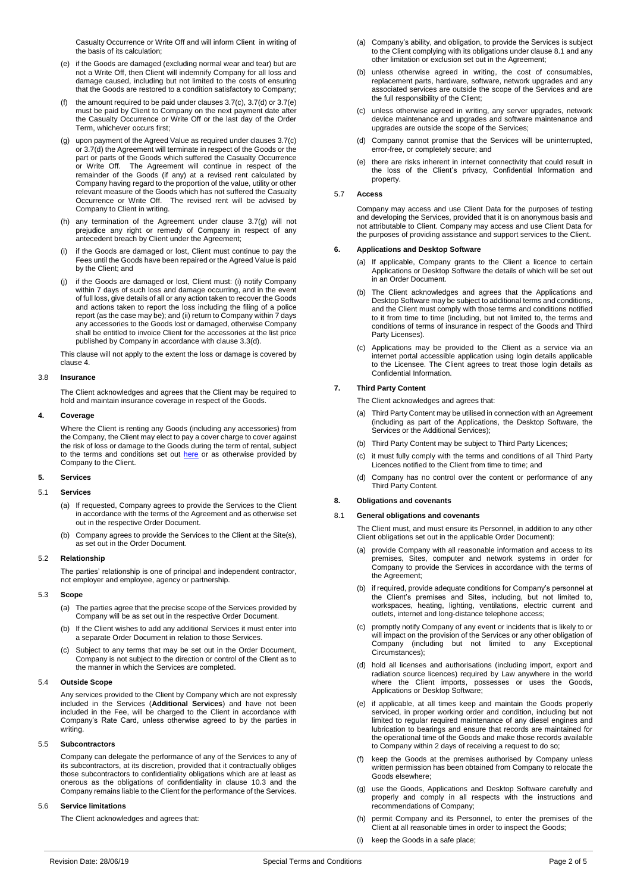Casualty Occurrence or Write Off and will inform Client in writing of the basis of its calculation;

(e) if the Goods are damaged (excluding normal wear and tear) but are not a Write Off, then Client will indemnify Company for all loss and damage caused, including but not limited to the costs of ensuring that the Goods are restored to a condition satisfactory to Company;

(f) the amount required to be paid under clauses 3.7(c), 3.7(d) or 3.7(e) must be paid by Client to Company on the next payment date after the Casualty Occurrence or Write Off or the last day of the Order Term, whichever occurs first;

(g) upon payment of the Agreed Value as required under clauses 3.7(c) or 3.7(d) the Agreement will terminate in respect of the Goods or the part or parts of the Goods which suffered the Casualty Occurrence or Write Off. The Agreement will continue in respect of the remainder of the Goods (if any) at a revised rent calculated by Company having regard to the proportion of the value, utility or other relevant measure of the Goods which has not suffered the Casualty Occurrence or Write Off. The revised rent will be advised by Company to Client in writing.

(h) any termination of the Agreement under clause 3.7(g) will not prejudice any right or remedy of Company in respect of any antecedent breach by Client under the Agreement;

(i) if the Goods are damaged or lost, Client must continue to pay the Fees until the Goods have been repaired or the Agreed Value is paid by the Client; and

(j) if the Goods are damaged or lost, Client must: (i) notify Company within 7 days of such loss and damage occurring, and in the event of full loss, give details of all or any action taken to recover the Goods and actions taken to report the loss including the filing of a police report (as the case may be); and (ii) return to Company within 7 days any accessories to the Goods lost or damaged, otherwise Company shall be entitled to invoice Client for the accessories at the list price published by Company in accordance with clause 3.3(d).

This clause will not apply to the extent the loss or damage is covered by clause 4.

### 3.8 Insurance

The Client acknowledges and agrees that the Client may be required to hold and maintain insurance coverage in respect of the Goods.

## 4. Coverage

Where the Client is renting any Goods (including any accessories) from the Company, the Client may elect to pay a cover charge to cover against the risk of loss or damage to the Goods during the term of rental, subject to the terms and conditions set out here or as otherwise provided by Company to the Client.

## 5. Services

### 5.1 Services

(a) If requested, Company agrees to provide the Services to the Client in accordance with the terms of the Agreement and as otherwise set out in the respective Order Document.

(b) Company agrees to provide the Services to the Client at the Site(s), as set out in the Order Document.

### 5.2 Relationship

The parties' relationship is one of principal and independent contractor, not employer and employee, agency or partnership.

### 5.3 Scope

(a) The parties agree that the precise scope of the Services provided by Company will be as set out in the respective Order Document.

(b) If the Client wishes to add any additional Services it must enter into a separate Order Document in relation to those Services.

(c) Subject to any terms that may be set out in the Order Document, Company is not subject to the direction or control of the Client as to the manner in which the Services are completed.

### 5.4 Outside Scope

Any services provided to the Client by Company which are not expressly included in the Services (**Additional Services**) and have not been included in the Fee, will be charged to the Client in accordance with Company's Rate Card, unless otherwise agreed to by the parties in writing.

### 5.5 Subcontractors

Company can delegate the performance of any of the Services to any of its subcontractors, at its discretion, provided that it contractually obliges those subcontractors to confidentiality obligations which are at least as onerous as the obligations of confidentiality in clause 10.3 and the Company remains liable to the Client for the performance of the Services.

### 5.6 Service limitations

The Client acknowledges and agrees that:

(a) Company's ability, and obligation, to provide the Services is subject to the Client complying with its obligations under clause 8.1 and any other limitation or exclusion set out in the Agreement;

(b) unless otherwise agreed in writing, the cost of consumables, replacement parts, hardware, software, network upgrades and any associated services are outside the scope of the Services and are the full responsibility of the Client;

(c) unless otherwise agreed in writing, any server upgrades, network device maintenance and upgrades and software maintenance and upgrades are outside the scope of the Services;

(d) Company cannot promise that the Services will be uninterrupted, error-free, or completely secure; and

(e) there are risks inherent in internet connectivity that could result in the loss of the Client's privacy, Confidential Information and property.

### 5.7 Access

Company may access and use Client Data for the purposes of testing and developing the Services, provided that it is on anonymous basis and not attributable to Client. Company may access and use Client Data for the purposes of providing assistance and support services to the Client.

## 6. Applications and Desktop Software

(a) If applicable, Company grants to the Client a licence to certain Applications or Desktop Software the details of which will be set out in an Order Document.

(b) The Client acknowledges and agrees that the Applications and Desktop Software may be subject to additional terms and conditions, and the Client must comply with those terms and conditions notified to it from time to time (including, but not limited to, the terms and conditions of terms of insurance in respect of the Goods and Third Party Licenses).

(c) Applications may be provided to the Client as a service via an internet portal accessible application using login details applicable to the Licensee. The Client agrees to treat those login details as Confidential Information.

## 7. Third Party Content

The Client acknowledges and agrees that:

(a) Third Party Content may be utilised in connection with an Agreement (including as part of the Applications, the Desktop Software, the Services or the Additional Services);

(b) Third Party Content may be subject to Third Party Licences;

(c) it must fully comply with the terms and conditions of all Third Party Licences notified to the Client from time to time; and

(d) Company has no control over the content or performance of any Third Party Content.

## 8. Obligations and covenants

### 8.1 General obligations and covenants

The Client must, and must ensure its Personnel, in addition to any other Client obligations set out in the applicable Order Document):

(a) provide Company with all reasonable information and access to its premises, Sites, computer and network systems in order for Company to provide the Services in accordance with the terms of the Agreement;

(b) if required, provide adequate conditions for Company's personnel at the Client's premises and Sites, including, but not limited to, workspaces, heating, lighting, ventilations, electric current and outlets, internet and long-distance telephone access;

(c) promptly notify Company of any event or incidents that is likely to or will impact on the provision of the Services or any other obligation of Company (including but not limited to any Exceptional Circumstances);

(d) hold all licenses and authorisations (including import, export and radiation source licences) required by Law anywhere in the world where the Client imports, possesses or uses the Goods, Applications or Desktop Software;

(e) if applicable, at all times keep and maintain the Goods properly serviced, in proper working order and condition, including but not limited to regular required maintenance of any diesel engines and lubrication to bearings and ensure that records are maintained for the operational time of the Goods and make those records available to Company within 2 days of receiving a request to do so;

(f) keep the Goods at the premises authorised by Company unless written permission has been obtained from Company to relocate the Goods elsewhere;

(g) use the Goods, Applications and Desktop Software carefully and properly and comply in all respects with the instructions and recommendations of Company;

(h) permit Company and its Personnel, to enter the premises of the Client at all reasonable times in order to inspect the Goods;

(i) keep the Goods in a safe place;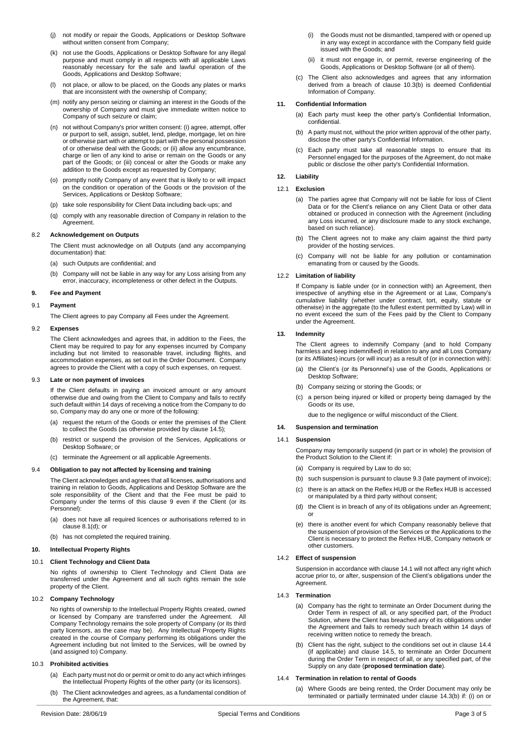(j) not modify or repair the Goods, Applications or Desktop Software without written consent from Company;

(k) not use the Goods, Applications or Desktop Software for any illegal purpose and must comply in all respects with all applicable Laws reasonably necessary for the safe and lawful operation of the Goods, Applications and Desktop Software;

(l) not place, or allow to be placed, on the Goods any plates or marks that are inconsistent with the ownership of Company;

(m) notify any person seizing or claiming an interest in the Goods of the ownership of Company and must give immediate written notice to Company of such seizure or claim;

(n) not without Company's prior written consent: (i) agree, attempt, offer or purport to sell, assign, sublet, lend, pledge, mortgage, let on hire or otherwise part with or attempt to part with the personal possession of or otherwise deal with the Goods; or (ii) allow any encumbrance, charge or lien of any kind to arise or remain on the Goods or any part of the Goods; or (iii) conceal or alter the Goods or make any addition to the Goods except as requested by Company;

(o) promptly notify Company of any event that is likely to or will impact on the condition or operation of the Goods or the provision of the Services, Applications or Desktop Software;

(p) take sole responsibility for Client Data including back-ups; and

(q) comply with any reasonable direction of Company in relation to the Agreement.

**8.2 Acknowledgement on Outputs**

The Client must acknowledge on all Outputs (and any accompanying documentation) that:

(a) such Outputs are confidential; and

(b) Company will not be liable in any way for any Loss arising from any error, inaccuracy, incompleteness or other defect in the Outputs.

## 9. Fee and Payment

**9.1 Payment**

The Client agrees to pay Company all Fees under the Agreement.

**9.2 Expenses**

The Client acknowledges and agrees that, in addition to the Fees, the Client may be required to pay for any expenses incurred by Company including but not limited to reasonable travel, including flights, and accommodation expenses, as set out in the Order Document. Company agrees to provide the Client with a copy of such expenses, on request.

**9.3 Late or non payment of invoices**

If the Client defaults in paying an invoiced amount or any amount otherwise due and owing from the Client to Company and fails to rectify such default within 14 days of receiving a notice from the Company to do so, Company may do any one or more of the following:

(a) request the return of the Goods or enter the premises of the Client to collect the Goods (as otherwise provided by clause 14.5);

(b) restrict or suspend the provision of the Services, Applications or Desktop Software; or

(c) terminate the Agreement or all applicable Agreements.

**9.4 Obligation to pay not affected by licensing and training**

The Client acknowledges and agrees that all licenses, authorisations and training in relation to Goods, Applications and Desktop Software are the sole responsibility of the Client and that the Fee must be paid to Company under the terms of this clause 9 even if the Client (or its Personnel):

(a) does not have all required licences or authorisations referred to in clause 8.1(d); or

(b) has not completed the required training.

## 10. Intellectual Property Rights

**10.1 Client Technology and Client Data**

No rights of ownership to Client Technology and Client Data are transferred under the Agreement and all such rights remain the sole property of the Client.

**10.2 Company Technology**

No rights of ownership to the Intellectual Property Rights created, owned or licensed by Company are transferred under the Agreement. All Company Technology remains the sole property of Company (or its third party licensors, as the case may be). Any Intellectual Property Rights created in the course of Company performing its obligations under the Agreement including but not limited to the Services, will be owned by (and assigned to) Company.

**10.3 Prohibited activities**

(a) Each party must not do or permit or omit to do any act which infringes the Intellectual Property Rights of the other party (or its licensors).

(b) The Client acknowledges and agrees, as a fundamental condition of the Agreement, that:

(i) the Goods must not be dismantled, tampered with or opened up in any way except in accordance with the Company field guide issued with the Goods; and

(ii) it must not engage in, or permit, reverse engineering of the Goods, Applications or Desktop Software (or all of them).

(c) The Client also acknowledges and agrees that any information derived from a breach of clause 10.3(b) is deemed Confidential Information of Company.

## 11. Confidential Information

(a) Each party must keep the other party's Confidential Information, confidential.

(b) A party must not, without the prior written approval of the other party, disclose the other party's Confidential Information.

(c) Each party must take all reasonable steps to ensure that its Personnel engaged for the purposes of the Agreement, do not make public or disclose the other party's Confidential Information.

## 12. Liability

**12.1 Exclusion**

(a) The parties agree that Company will not be liable for loss of Client Data or for the Client's reliance on any Client Data or other data obtained or produced in connection with the Agreement (including any Loss incurred, or any disclosure made to any stock exchange, based on such reliance).

(b) The Client agrees not to make any claim against the third party provider of the hosting services.

(c) Company will not be liable for any pollution or contamination emanating from or caused by the Goods.

**12.2 Limitation of liability**

If Company is liable under (or in connection with) an Agreement, then irrespective of anything else in the Agreement or at Law, Company's cumulative liability (whether under contract, tort, equity, statute or otherwise) in the aggregate (to the fullest extent permitted by Law) will in no event exceed the sum of the Fees paid by the Client to Company under the Agreement.

## 13. Indemnity

The Client agrees to indemnify Company (and to hold Company harmless and keep indemnified) in relation to any and all Loss Company (or its Affiliates) incurs (or will incur) as a result of (or in connection with):

(a) the Client's (or its Personnel's) use of the Goods, Applications or Desktop Software;

(b) Company seizing or storing the Goods; or

(c) a person being injured or killed or property being damaged by the Goods or its use,

due to the negligence or wilful misconduct of the Client.

## 14. Suspension and termination

**14.1 Suspension**

Company may temporarily suspend (in part or in whole) the provision of the Product Solution to the Client if:

(a) Company is required by Law to do so;

(b) such suspension is pursuant to clause 9.3 (late payment of invoice);

(c) there is an attack on the Reflex HUB or the Reflex HUB is accessed or manipulated by a third party without consent;

(d) the Client is in breach of any of its obligations under an Agreement; or

(e) there is another event for which Company reasonably believe that the suspension of provision of the Services or the Applications to the Client is necessary to protect the Reflex HUB, Company network or other customers.

**14.2 Effect of suspension**

Suspension in accordance with clause 14.1 will not affect any right which accrue prior to, or after, suspension of the Client's obligations under the Agreement.

**14.3 Termination**

(a) Company has the right to terminate an Order Document during the Order Term in respect of all, or any specified part, of the Product Solution, where the Client has breached any of its obligations under the Agreement and fails to remedy such breach within 14 days of receiving written notice to remedy the breach.

(b) Client has the right, subject to the conditions set out in clause 14.4 (if applicable) and clause 14.5, to terminate an Order Document during the Order Term in respect of all, or any specified part, of the Supply on any date (**proposed termination date**).

**14.4 Termination in relation to rental of Goods**

(a) Where Goods are being rented, the Order Document may only be terminated or partially terminated under clause 14.3(b) if: (i) on or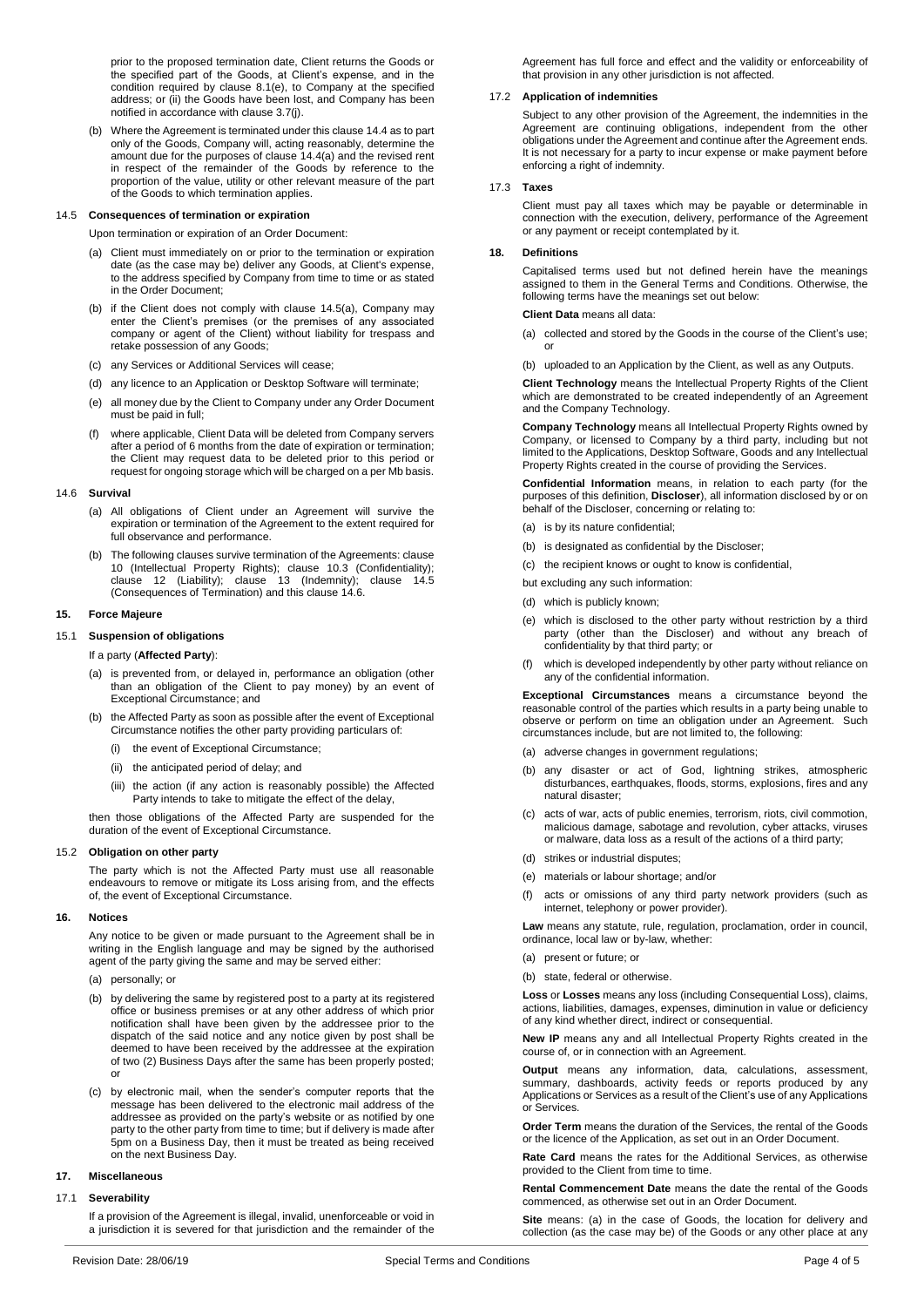prior to the proposed termination date, Client returns the Goods or the specified part of the Goods, at Client's expense, and in the condition required by clause 8.1(e), to Company at the specified address; or (ii) the Goods have been lost, and Company has been notified in accordance with clause 3.7(j).

(b) Where the Agreement is terminated under this clause 14.4 as to part only of the Goods, Company will, acting reasonably, determine the amount due for the purposes of clause 14.4(a) and the revised rent in respect of the remainder of the Goods by reference to the proportion of the value, utility or other relevant measure of the part of the Goods to which termination applies.

### 14.5 Consequences of termination or expiration

Upon termination or expiration of an Order Document:

(a) Client must immediately on or prior to the termination or expiration date (as the case may be) deliver any Goods, at Client's expense, to the address specified by Company from time to time or as stated in the Order Document;

(b) if the Client does not comply with clause 14.5(a), Company may enter the Client's premises (or the premises of any associated company or agent of the Client) without liability for trespass and retake possession of any Goods;

(c) any Services or Additional Services will cease;

(d) any licence to an Application or Desktop Software will terminate;

(e) all money due by the Client to Company under any Order Document must be paid in full;

(f) where applicable, Client Data will be deleted from Company servers after a period of 6 months from the date of expiration or termination; the Client may request data to be deleted prior to this period or request for ongoing storage which will be charged on a per Mb basis.

### 14.6 Survival

(a) All obligations of Client under an Agreement will survive the expiration or termination of the Agreement to the extent required for full observance and performance.

(b) The following clauses survive termination of the Agreements: clause 10 (Intellectual Property Rights); clause 10.3 (Confidentiality); clause 12 (Liability); clause 13 (Indemnity); clause 14.5 (Consequences of Termination) and this clause 14.6.

## 15. Force Majeure

### 15.1 Suspension of obligations

If a party (**Affected Party**):

(a) is prevented from, or delayed in, performance an obligation (other than an obligation of the Client to pay money) by an event of Exceptional Circumstance; and

(b) the Affected Party as soon as possible after the event of Exceptional Circumstance notifies the other party providing particulars of:

  (i) the event of Exceptional Circumstance;

  (ii) the anticipated period of delay; and

  (iii) the action (if any action is reasonably possible) the Affected Party intends to take to mitigate the effect of the delay,

then those obligations of the Affected Party are suspended for the duration of the event of Exceptional Circumstance.

### 15.2 Obligation on other party

The party which is not the Affected Party must use all reasonable endeavours to remove or mitigate its Loss arising from, and the effects of, the event of Exceptional Circumstance.

## 16. Notices

Any notice to be given or made pursuant to the Agreement shall be in writing in the English language and may be signed by the authorised agent of the party giving the same and may be served either:

(a) personally; or

(b) by delivering the same by registered post to a party at its registered office or business premises or at any other address of which prior notification shall have been given by the addressee prior to the dispatch of the said notice and any notice given by post shall be deemed to have been received by the addressee at the expiration of two (2) Business Days after the same has been properly posted; or

(c) by electronic mail, when the sender's computer reports that the message has been delivered to the electronic mail address of the addressee as provided on the party's website or as notified by one party to the other party from time to time; but if delivery is made after 5pm on a Business Day, then it must be treated as being received on the next Business Day.

## 17. Miscellaneous

### 17.1 Severability

If a provision of the Agreement is illegal, invalid, unenforceable or void in a jurisdiction it is severed for that jurisdiction and the remainder of the Agreement has full force and effect and the validity or enforceability of that provision in any other jurisdiction is not affected.

### 17.2 Application of indemnities

Subject to any other provision of the Agreement, the indemnities in the Agreement are continuing obligations, independent from the other obligations under the Agreement and continue after the Agreement ends. It is not necessary for a party to incur expense or make payment before enforcing a right of indemnity.

### 17.3 Taxes

Client must pay all taxes which may be payable or determinable in connection with the execution, delivery, performance of the Agreement or any payment or receipt contemplated by it.

## 18. Definitions

Capitalised terms used but not defined herein have the meanings assigned to them in the General Terms and Conditions. Otherwise, the following terms have the meanings set out below:

**Client Data** means all data:

(a) collected and stored by the Goods in the course of the Client's use; or

(b) uploaded to an Application by the Client, as well as any Outputs.

**Client Technology** means the Intellectual Property Rights of the Client which are demonstrated to be created independently of an Agreement and the Company Technology.

**Company Technology** means all Intellectual Property Rights owned by Company, or licensed to Company by a third party, including but not limited to the Applications, Desktop Software, Goods and any Intellectual Property Rights created in the course of providing the Services.

**Confidential Information** means, in relation to each party (for the purposes of this definition, **Discloser**), all information disclosed by or on behalf of the Discloser, concerning or relating to:

(a) is by its nature confidential;

(b) is designated as confidential by the Discloser;

(c) the recipient knows or ought to know is confidential,

but excluding any such information:

(d) which is publicly known;

(e) which is disclosed to the other party without restriction by a third party (other than the Discloser) and without any breach of confidentiality by that third party; or

(f) which is developed independently by other party without reliance on any of the confidential information.

**Exceptional Circumstances** means a circumstance beyond the reasonable control of the parties which results in a party being unable to observe or perform on time an obligation under an Agreement. Such circumstances include, but are not limited to, the following:

(a) adverse changes in government regulations;

(b) any disaster or act of God, lightning strikes, atmospheric disturbances, earthquakes, floods, storms, explosions, fires and any natural disaster;

(c) acts of war, acts of public enemies, terrorism, riots, civil commotion, malicious damage, sabotage and revolution, cyber attacks, viruses or malware, data loss as a result of the actions of a third party;

(d) strikes or industrial disputes;

(e) materials or labour shortage; and/or

(f) acts or omissions of any third party network providers (such as internet, telephony or power provider).

**Law** means any statute, rule, regulation, proclamation, order in council, ordinance, local law or by-law, whether:

(a) present or future; or

(b) state, federal or otherwise.

**Loss** or **Losses** means any loss (including Consequential Loss), claims, actions, liabilities, damages, expenses, diminution in value or deficiency of any kind whether direct, indirect or consequential.

**New IP** means any and all Intellectual Property Rights created in the course of, or in connection with an Agreement.

**Output** means any information, data, calculations, assessment, summary, dashboards, activity feeds or reports produced by any Applications or Services as a result of the Client's use of any Applications or Services.

**Order Term** means the duration of the Services, the rental of the Goods or the licence of the Application, as set out in an Order Document.

**Rate Card** means the rates for the Additional Services, as otherwise provided to the Client from time to time.

**Rental Commencement Date** means the date the rental of the Goods commenced, as otherwise set out in an Order Document.

**Site** means: (a) in the case of Goods, the location for delivery and collection (as the case may be) of the Goods or any other place at any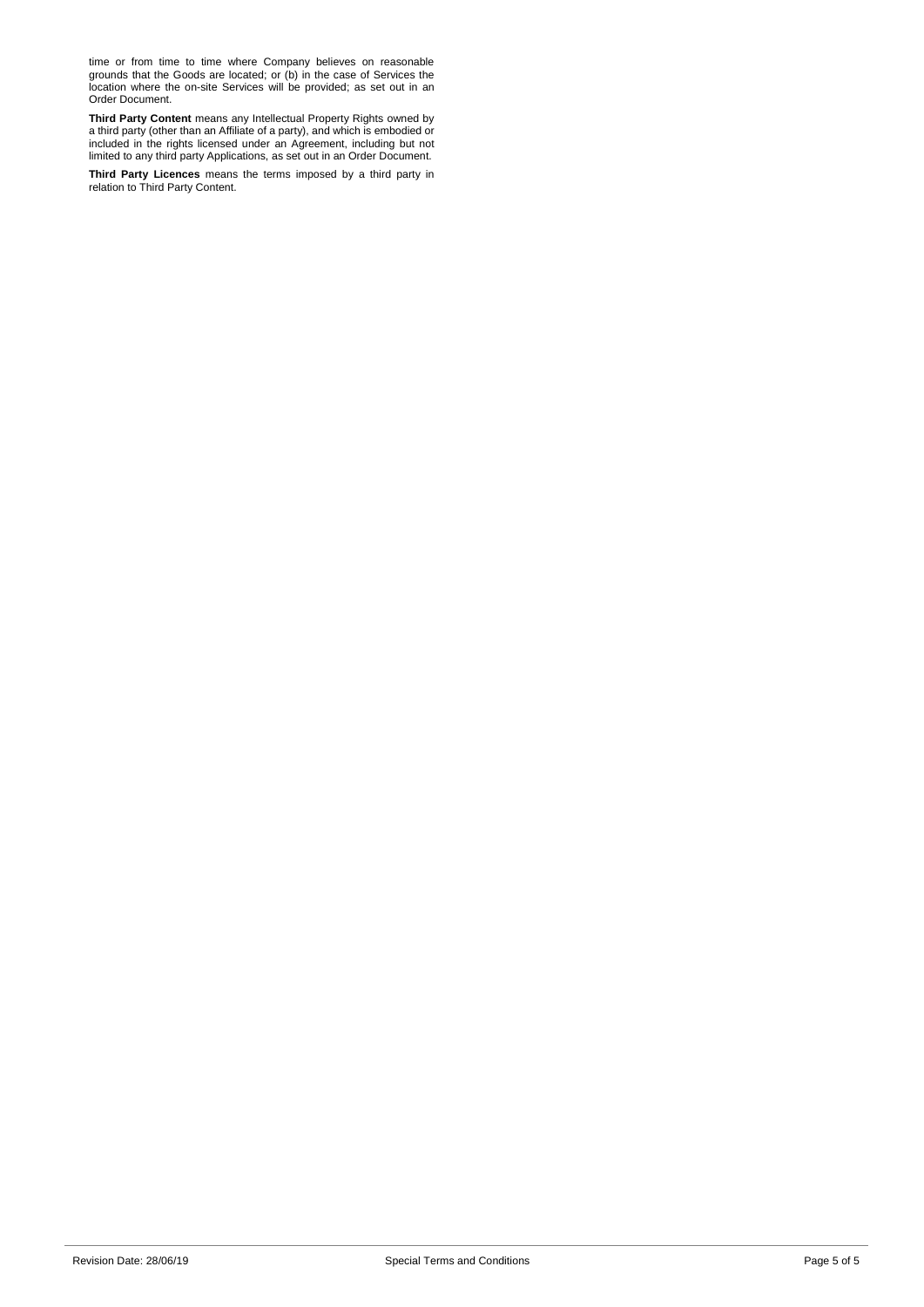time or from time to time where Company believes on reasonable grounds that the Goods are located; or (b) in the case of Services the location where the on-site Services will be provided; as set out in an Order Document.

**Third Party Content** means any Intellectual Property Rights owned by a third party (other than an Affiliate of a party), and which is embodied or included in the rights licensed under an Agreement, including but not limited to any third party Applications, as set out in an Order Document.

**Third Party Licences** means the terms imposed by a third party in relation to Third Party Content.